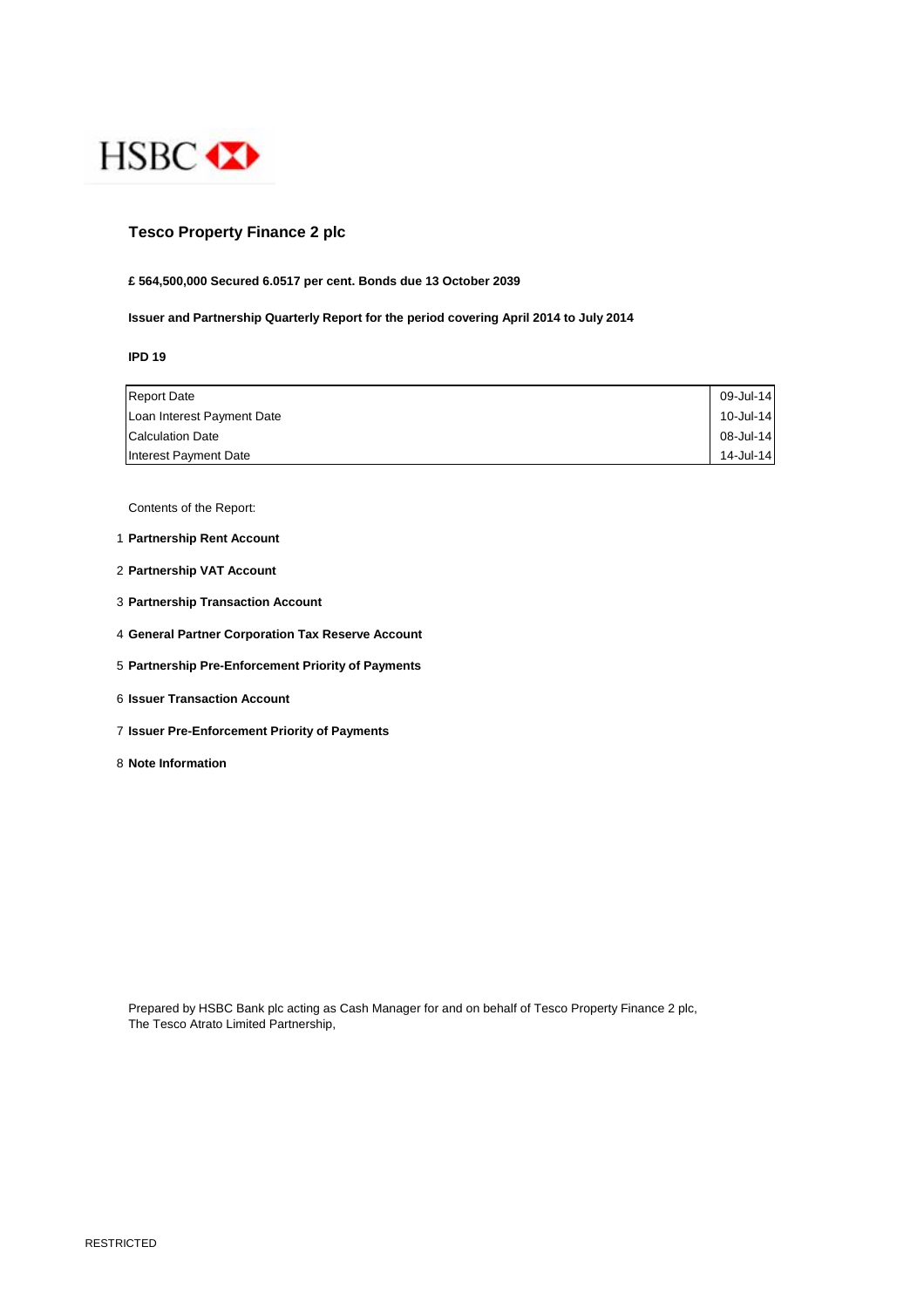HSBC

# Tesco Property Finance 2 plc

**£ 564,500,000 Secured 6.0517 per cent. Bonds due 13 October 2039**

**Issuer and Partnership Quarterly Report for the period covering April 2014 to July 2014**

**IPD 19**

| | |
|---|---|
| Report Date | 09-Jul-14 |
| Loan Interest Payment Date | 10-Jul-14 |
| Calculation Date | 08-Jul-14 |
| Interest Payment Date | 14-Jul-14 |

Contents of the Report:

1. **Partnership Rent Account**
2. **Partnership VAT Account**
3. **Partnership Transaction Account**
4. **General Partner Corporation Tax Reserve Account**
5. **Partnership Pre-Enforcement Priority of Payments**
6. **Issuer Transaction Account**
7. **Issuer Pre-Enforcement Priority of Payments**
8. **Note Information**

Prepared by HSBC Bank plc acting as Cash Manager for and on behalf of Tesco Property Finance 2 plc,
The Tesco Atrato Limited Partnership,

RESTRICTED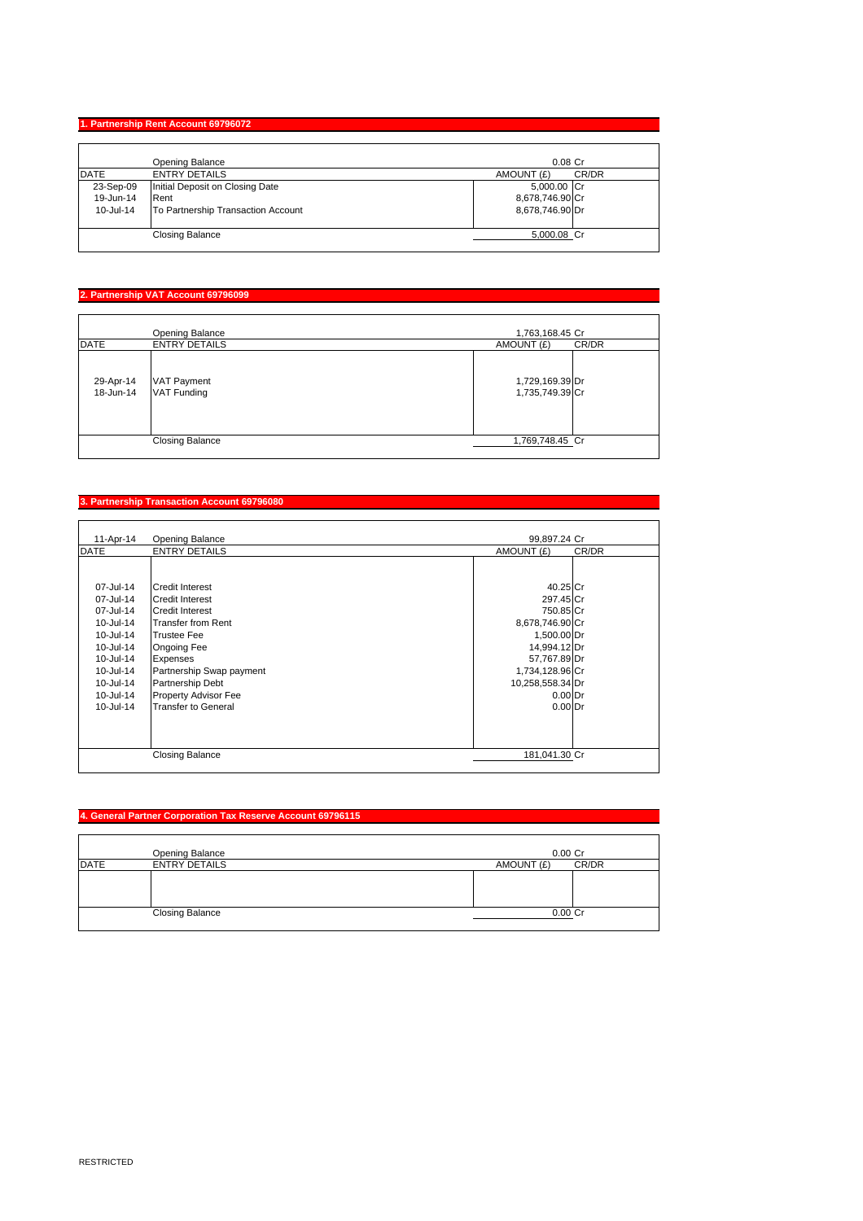## 1. Partnership Rent Account 69796072

| DATE | ENTRY DETAILS | AMOUNT (£) | CR/DR |
|---|---|---|---|
| | Opening Balance | 0.08 | Cr |
| 23-Sep-09 | Initial Deposit on Closing Date | 5,000.00 | Cr |
| 19-Jun-14 | Rent | 8,678,746.90 | Cr |
| 10-Jul-14 | To Partnership Transaction Account | 8,678,746.90 | Dr |
| | Closing Balance | 5,000.08 | Cr |

## 2. Partnership VAT Account 69796099

| DATE | ENTRY DETAILS | AMOUNT (£) | CR/DR |
|---|---|---|---|
| | Opening Balance | 1,763,168.45 | Cr |
| 29-Apr-14 | VAT Payment | 1,729,169.39 | Dr |
| 18-Jun-14 | VAT Funding | 1,735,749.39 | Cr |
| | Closing Balance | 1,769,748.45 | Cr |

## 3. Partnership Transaction Account 69796080

| DATE | ENTRY DETAILS | AMOUNT (£) | CR/DR |
|---|---|---|---|
| 11-Apr-14 | Opening Balance | 99,897.24 | Cr |
| 07-Jul-14 | Credit Interest | 40.25 | Cr |
| 07-Jul-14 | Credit Interest | 297.45 | Cr |
| 07-Jul-14 | Credit Interest | 750.85 | Cr |
| 10-Jul-14 | Transfer from Rent | 8,678,746.90 | Cr |
| 10-Jul-14 | Trustee Fee | 1,500.00 | Dr |
| 10-Jul-14 | Ongoing Fee | 14,994.12 | Dr |
| 10-Jul-14 | Expenses | 57,767.89 | Dr |
| 10-Jul-14 | Partnership Swap payment | 1,734,128.96 | Cr |
| 10-Jul-14 | Partnership Debt | 10,258,558.34 | Dr |
| 10-Jul-14 | Property Advisor Fee | 0.00 | Dr |
| 10-Jul-14 | Transfer to General | 0.00 | Dr |
| | Closing Balance | 181,041.30 | Cr |

## 4. General Partner Corporation Tax Reserve Account 69796115

| DATE | ENTRY DETAILS | AMOUNT (£) | CR/DR |
|---|---|---|---|
| | Opening Balance | 0.00 | Cr |
| | Closing Balance | 0.00 | Cr |

RESTRICTED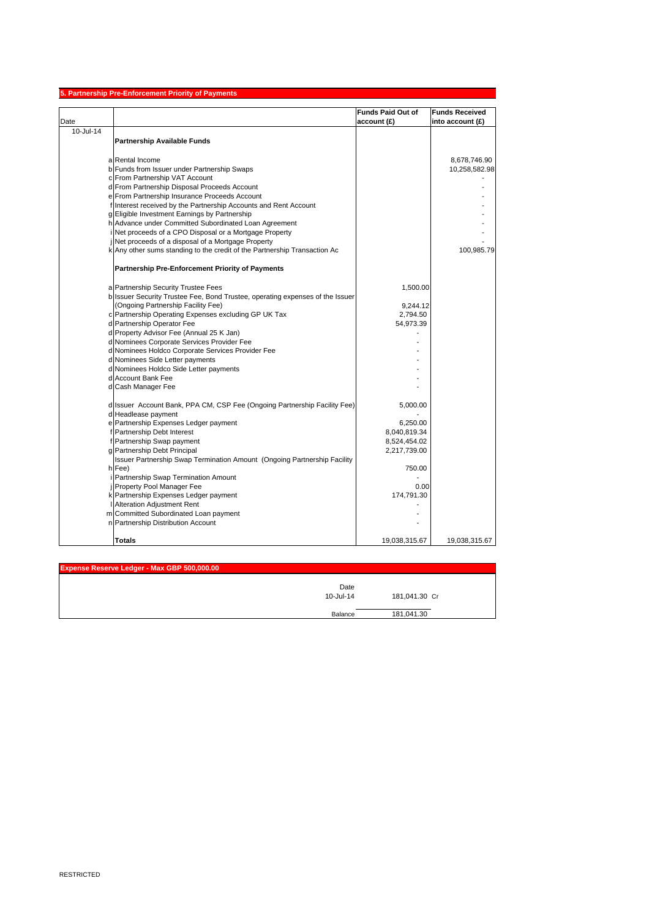## 5. Partnership Pre-Enforcement Priority of Payments

| Date | | | Funds Paid Out of account (£) | Funds Received into account (£) |
|---|---|---|---|---|
| 10-Jul-14 | | **Partnership Available Funds** | | |
| | a | Rental Income | | 8,678,746.90 |
| | b | Funds from Issuer under Partnership Swaps | | 10,258,582.98 |
| | c | From Partnership VAT Account | | - |
| | d | From Partnership Disposal Proceeds Account | | - |
| | e | From Partnership Insurance Proceeds Account | | - |
| | f | Interest received by the Partnership Accounts and Rent Account | | - |
| | g | Eligible Investment Earnings by Partnership | | - |
| | h | Advance under Committed Subordinated Loan Agreement | | - |
| | i | Net proceeds of a CPO Disposal or a Mortgage Property | | - |
| | j | Net proceeds of a disposal of a Mortgage Property | | - |
| | k | Any other sums standing to the credit of the Partnership Transaction Ac | | 100,985.79 |
| | | **Partnership Pre-Enforcement Priority of Payments** | | |
| | a | Partnership Security Trustee Fees | 1,500.00 | |
| | b | Issuer Security Trustee Fee, Bond Trustee, operating expenses of the Issuer (Ongoing Partnership Facility Fee) | 9,244.12 | |
| | c | Partnership Operating Expenses excluding GP UK Tax | 2,794.50 | |
| | d | Partnership Operator Fee | 54,973.39 | |
| | d | Property Advisor Fee (Annual 25 K Jan) | - | |
| | d | Nominees Corporate Services Provider Fee | - | |
| | d | Nominees Holdco Corporate Services Provider Fee | - | |
| | d | Nominees Side Letter payments | - | |
| | d | Nominees Holdco Side Letter payments | - | |
| | d | Account Bank Fee | - | |
| | d | Cash Manager Fee | - | |
| | d | Issuer Account Bank, PPA CM, CSP Fee (Ongoing Partnership Facility Fee) | 5,000.00 | |
| | d | Headlease payment | - | |
| | e | Partnership Expenses Ledger payment | 6,250.00 | |
| | f | Partnership Debt Interest | 8,040,819.34 | |
| | f | Partnership Swap payment | 8,524,454.02 | |
| | g | Partnership Debt Principal | 2,217,739.00 | |
| | h | Issuer Partnership Swap Termination Amount (Ongoing Partnership Facility Fee) | 750.00 | |
| | i | Partnership Swap Termination Amount | - | |
| | j | Property Pool Manager Fee | 0.00 | |
| | k | Partnership Expenses Ledger payment | 174,791.30 | |
| | l | Alteration Adjustment Rent | - | |
| | m | Committed Subordinated Loan payment | - | |
| | n | Partnership Distribution Account | - | |
| | | **Totals** | 19,038,315.67 | 19,038,315.67 |

## Expense Reserve Ledger - Max GBP 500,000.00

| Date | | |
|---|---|---|
| 10-Jul-14 | 181,041.30 | Cr |
| Balance | 181,041.30 | |

RESTRICTED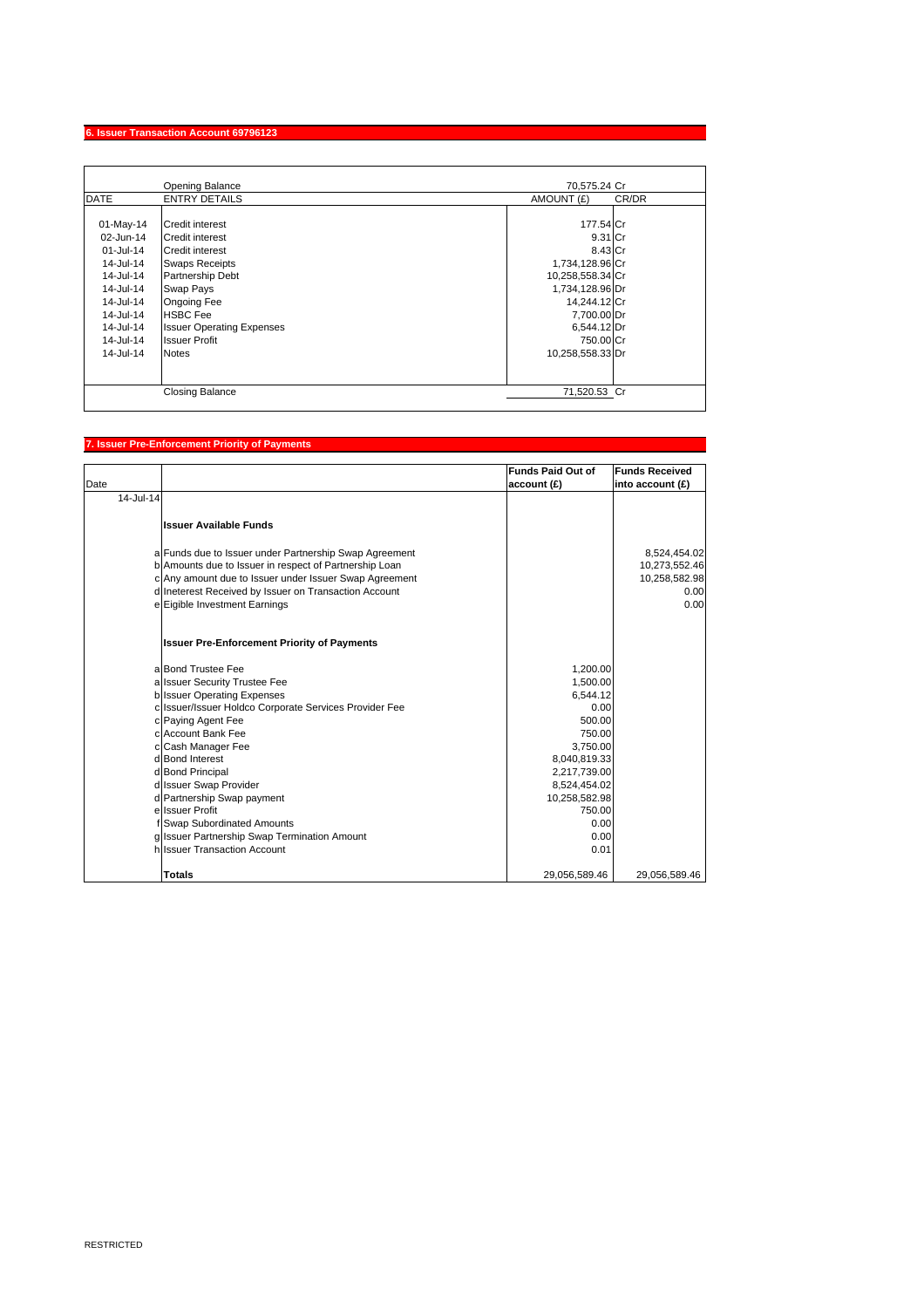## 6. Issuer Transaction Account 69796123

| DATE | ENTRY DETAILS | AMOUNT (£) | CR/DR |
|---|---|---|---|
| | Opening Balance | 70,575.24 | Cr |
| 01-May-14 | Credit interest | 177.54 | Cr |
| 02-Jun-14 | Credit interest | 9.31 | Cr |
| 01-Jul-14 | Credit interest | 8.43 | Cr |
| 14-Jul-14 | Swaps Receipts | 1,734,128.96 | Cr |
| 14-Jul-14 | Partnership Debt | 10,258,558.34 | Cr |
| 14-Jul-14 | Swap Pays | 1,734,128.96 | Dr |
| 14-Jul-14 | Ongoing Fee | 14,244.12 | Cr |
| 14-Jul-14 | HSBC Fee | 7,700.00 | Dr |
| 14-Jul-14 | Issuer Operating Expenses | 6,544.12 | Dr |
| 14-Jul-14 | Issuer Profit | 750.00 | Cr |
| 14-Jul-14 | Notes | 10,258,558.33 | Dr |
| | Closing Balance | 71,520.53 | Cr |

## 7. Issuer Pre-Enforcement Priority of Payments

| Date | | | Funds Paid Out of account (£) | Funds Received into account (£) |
|---|---|---|---|---|
| 14-Jul-14 | | | | |
| | | **Issuer Available Funds** | | |
| | a | Funds due to Issuer under Partnership Swap Agreement | | 8,524,454.02 |
| | b | Amounts due to Issuer in respect of Partnership Loan | | 10,273,552.46 |
| | c | Any amount due to Issuer under Issuer Swap Agreement | | 10,258,582.98 |
| | d | Ineterest Received by Issuer on Transaction Account | | 0.00 |
| | e | Eigible Investment Earnings | | 0.00 |
| | | **Issuer Pre-Enforcement Priority of Payments** | | |
| | a | Bond Trustee Fee | 1,200.00 | |
| | a | Issuer Security Trustee Fee | 1,500.00 | |
| | b | Issuer Operating Expenses | 6,544.12 | |
| | c | Issuer/Issuer Holdco Corporate Services Provider Fee | 0.00 | |
| | c | Paying Agent Fee | 500.00 | |
| | c | Account Bank Fee | 750.00 | |
| | c | Cash Manager Fee | 3,750.00 | |
| | d | Bond Interest | 8,040,819.33 | |
| | d | Bond Principal | 2,217,739.00 | |
| | d | Issuer Swap Provider | 8,524,454.02 | |
| | d | Partnership Swap payment | 10,258,582.98 | |
| | e | Issuer Profit | 750.00 | |
| | f | Swap Subordinated Amounts | 0.00 | |
| | g | Issuer Partnership Swap Termination Amount | 0.00 | |
| | h | Issuer Transaction Account | 0.01 | |
| | | **Totals** | 29,056,589.46 | 29,056,589.46 |

RESTRICTED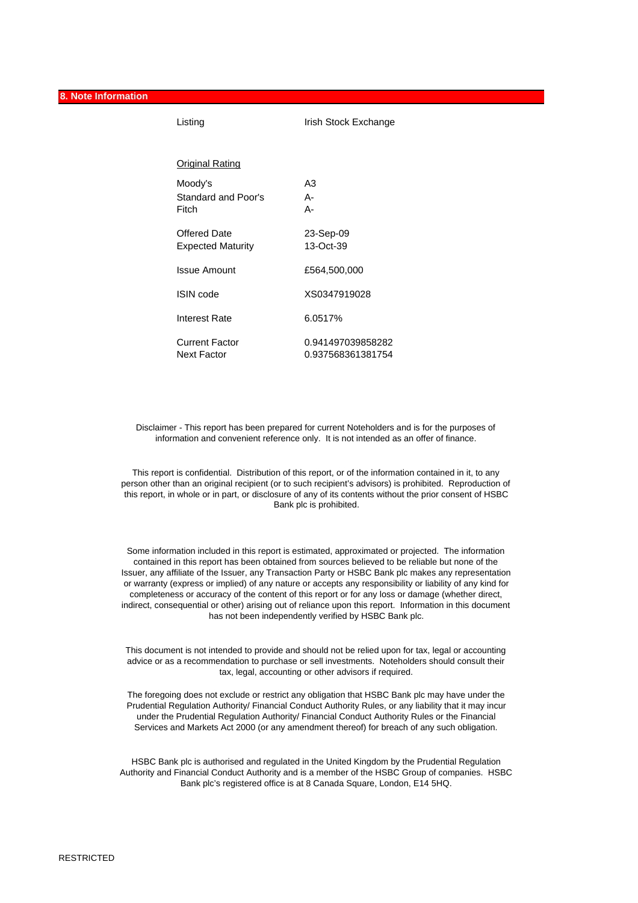## 8. Note Information

| | |
|---|---|
| Listing | Irish Stock Exchange |
| **Original Rating** | |
| Moody's | A3 |
| Standard and Poor's | A- |
| Fitch | A- |
| Offered Date | 23-Sep-09 |
| Expected Maturity | 13-Oct-39 |
| Issue Amount | £564,500,000 |
| ISIN code | XS0347919028 |
| Interest Rate | 6.0517% |
| Current Factor | 0.941497039858282 |
| Next Factor | 0.937568361381754 |

Disclaimer - This report has been prepared for current Noteholders and is for the purposes of information and convenient reference only. It is not intended as an offer of finance.

This report is confidential. Distribution of this report, or of the information contained in it, to any person other than an original recipient (or to such recipient's advisors) is prohibited. Reproduction of this report, in whole or in part, or disclosure of any of its contents without the prior consent of HSBC Bank plc is prohibited.

Some information included in this report is estimated, approximated or projected. The information contained in this report has been obtained from sources believed to be reliable but none of the Issuer, any affiliate of the Issuer, any Transaction Party or HSBC Bank plc makes any representation or warranty (express or implied) of any nature or accepts any responsibility or liability of any kind for completeness or accuracy of the content of this report or for any loss or damage (whether direct, indirect, consequential or other) arising out of reliance upon this report. Information in this document has not been independently verified by HSBC Bank plc.

This document is not intended to provide and should not be relied upon for tax, legal or accounting advice or as a recommendation to purchase or sell investments. Noteholders should consult their tax, legal, accounting or other advisors if required.

The foregoing does not exclude or restrict any obligation that HSBC Bank plc may have under the Prudential Regulation Authority/ Financial Conduct Authority Rules, or any liability that it may incur under the Prudential Regulation Authority/ Financial Conduct Authority Rules or the Financial Services and Markets Act 2000 (or any amendment thereof) for breach of any such obligation.

HSBC Bank plc is authorised and regulated in the United Kingdom by the Prudential Regulation Authority and Financial Conduct Authority and is a member of the HSBC Group of companies. HSBC Bank plc's registered office is at 8 Canada Square, London, E14 5HQ.

RESTRICTED